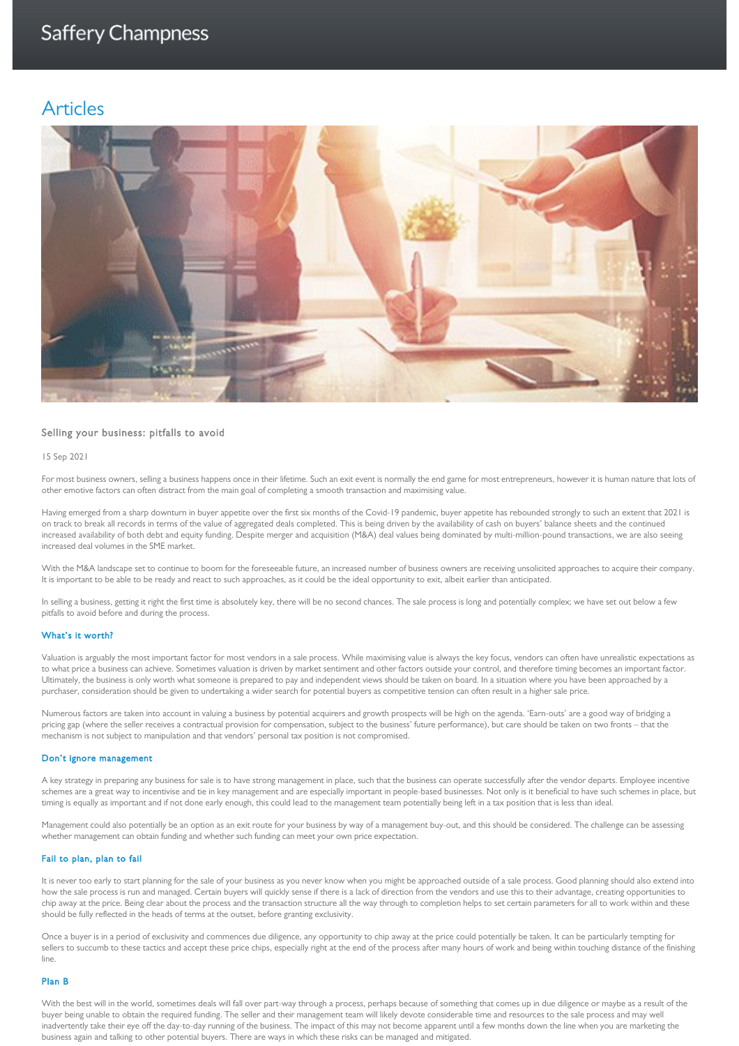Saffery Champness

# Articles

## Selling your business: pitfalls to avoid

15 Sep 2021

For most business owners, selling a business happens once in their lifetime. Such an exit event is normally the end game for most entrepreneurs, however it is human nature that lots of other emotive factors can often distract from the main goal of completing a smooth transaction and maximising value.

Having emerged from a sharp downturn in buyer appetite over the first six months of the Covid-19 pandemic, buyer appetite has rebounded strongly to such an extent that 2021 is on track to break all records in terms of the value of aggregated deals completed. This is being driven by the availability of cash on buyers' balance sheets and the continued increased availability of both debt and equity funding. Despite merger and acquisition (M&A) deal values being dominated by multi-million-pound transactions, we are also seeing increased deal volumes in the SME market.

With the M&A landscape set to continue to boom for the foreseeable future, an increased number of business owners are receiving unsolicited approaches to acquire their company. It is important to be able to be ready and react to such approaches, as it could be the ideal opportunity to exit, albeit earlier than anticipated.

In selling a business, getting it right the first time is absolutely key, there will be no second chances. The sale process is long and potentially complex; we have set out below a few pitfalls to avoid before and during the process.

### What's it worth?

Valuation is arguably the most important factor for most vendors in a sale process. While maximising value is always the key focus, vendors can often have unrealistic expectations as to what price a business can achieve. Sometimes valuation is driven by market sentiment and other factors outside your control, and therefore timing becomes an important factor. Ultimately, the business is only worth what someone is prepared to pay and independent views should be taken on board. In a situation where you have been approached by a purchaser, consideration should be given to undertaking a wider search for potential buyers as competitive tension can often result in a higher sale price.

Numerous factors are taken into account in valuing a business by potential acquirers and growth prospects will be high on the agenda. 'Earn-outs' are a good way of bridging a pricing gap (where the seller receives a contractual provision for compensation, subject to the business' future performance), but care should be taken on two fronts – that the mechanism is not subject to manipulation and that vendors' personal tax position is not compromised.

### Don't ignore management

A key strategy in preparing any business for sale is to have strong management in place, such that the business can operate successfully after the vendor departs. Employee incentive schemes are a great way to incentivise and tie in key management and are especially important in people-based businesses. Not only is it beneficial to have such schemes in place, but timing is equally as important and if not done early enough, this could lead to the management team potentially being left in a tax position that is less than ideal.

Management could also potentially be an option as an exit route for your business by way of a management buy-out, and this should be considered. The challenge can be assessing whether management can obtain funding and whether such funding can meet your own price expectation.

### Fail to plan, plan to fail

It is never too early to start planning for the sale of your business as you never know when you might be approached outside of a sale process. Good planning should also extend into how the sale process is run and managed. Certain buyers will quickly sense if there is a lack of direction from the vendors and use this to their advantage, creating opportunities to chip away at the price. Being clear about the process and the transaction structure all the way through to completion helps to set certain parameters for all to work within and these should be fully reflected in the heads of terms at the outset, before granting exclusivity.

Once a buyer is in a period of exclusivity and commences due diligence, any opportunity to chip away at the price could potentially be taken. It can be particularly tempting for sellers to succumb to these tactics and accept these price chips, especially right at the end of the process after many hours of work and being within touching distance of the finishing line.

### Plan B

With the best will in the world, sometimes deals will fall over part-way through a process, perhaps because of something that comes up in due diligence or maybe as a result of the buyer being unable to obtain the required funding. The seller and their management team will likely devote considerable time and resources to the sale process and may well inadvertently take their eye off the day-to-day running of the business. The impact of this may not become apparent until a few months down the line when you are marketing the business again and talking to other potential buyers. There are ways in which these risks can be managed and mitigated.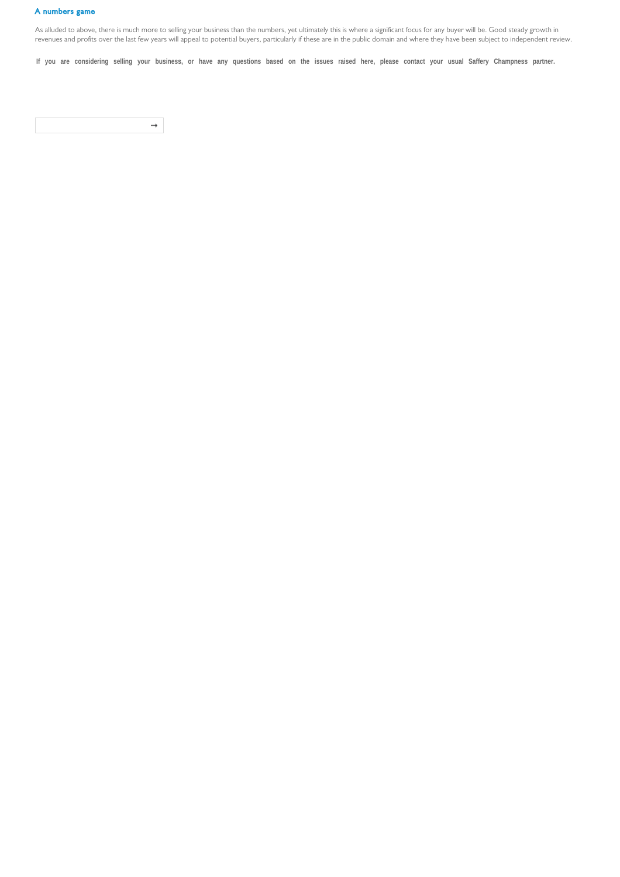### A numbers game

As alluded to above, there is much more to selling your business than the numbers, yet ultimately this is where a significant focus for any buyer will be. Good steady growth in revenues and profits over the last few years will appeal to potential buyers, particularly if these are in the public domain and where they have been subject to independent review.

**If you are considering selling your business, or have any questions based on the issues raised here, please contact your usual Saffery Champness partner.**